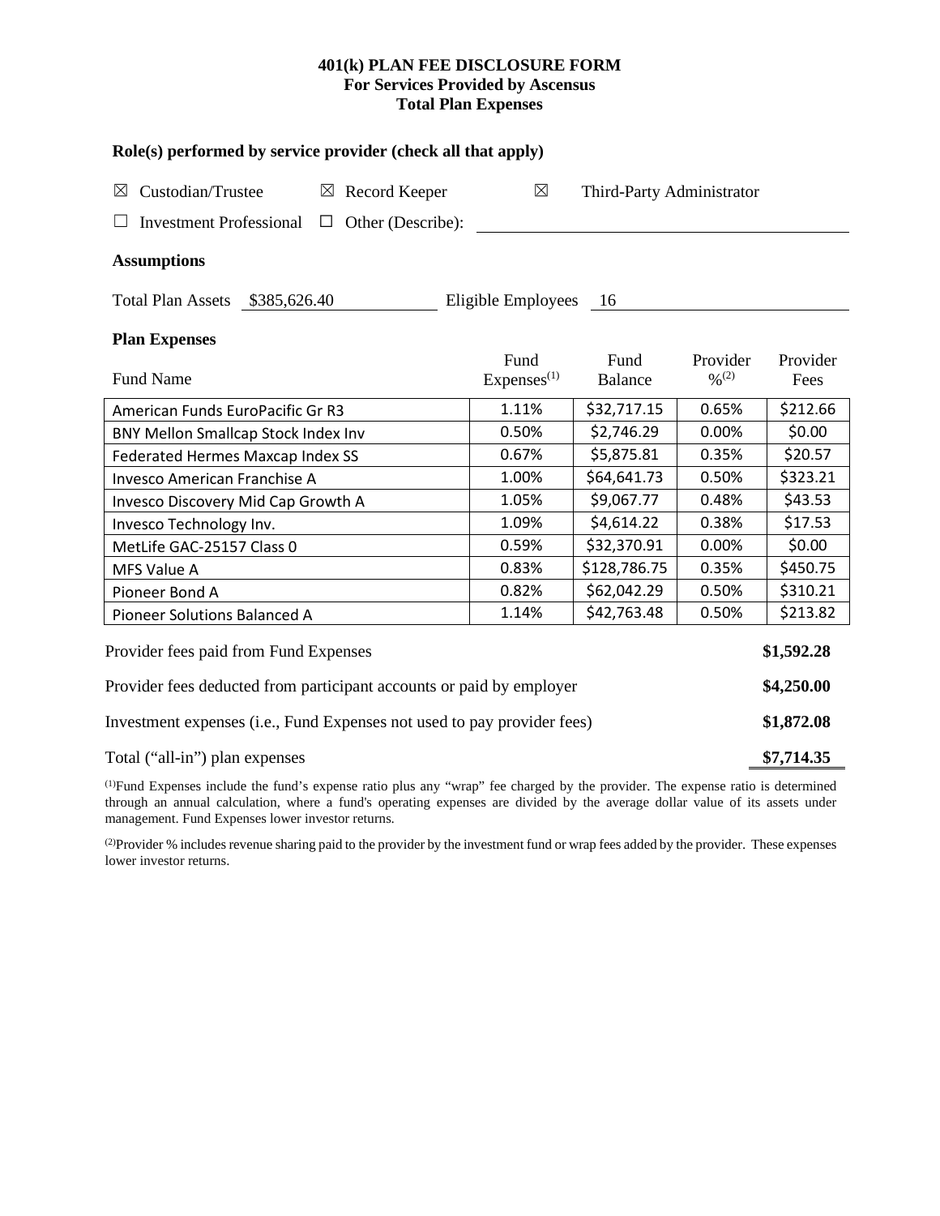# 401(k) PLAN FEE DISCLOSURE FORM
## For Services Provided by Ascensus
## Total Plan Expenses

### Role(s) performed by service provider (check all that apply)

☒ Custodian/Trustee ☒ Record Keeper ☒ Third-Party Administrator

☐ Investment Professional ☐ Other (Describe):

### Assumptions

Total Plan Assets $385,626.40 Eligible Employees 16

### Plan Expenses

| Fund Name | Fund Expenses[(1)] | Fund Balance | Provider %[(2)] | Provider Fees |
|---|---|---|---|---|
| American Funds EuroPacific Gr R3 | 1.11% | $32,717.15 | 0.65% | $212.66 |
| BNY Mellon Smallcap Stock Index Inv | 0.50% | $2,746.29 | 0.00% | $0.00 |
| Federated Hermes Maxcap Index SS | 0.67% | $5,875.81 | 0.35% | $20.57 |
| Invesco American Franchise A | 1.00% | $64,641.73 | 0.50% | $323.21 |
| Invesco Discovery Mid Cap Growth A | 1.05% | $9,067.77 | 0.48% | $43.53 |
| Invesco Technology Inv. | 1.09% | $4,614.22 | 0.38% | $17.53 |
| MetLife GAC-25157 Class 0 | 0.59% | $32,370.91 | 0.00% | $0.00 |
| MFS Value A | 0.83% | $128,786.75 | 0.35% | $450.75 |
| Pioneer Bond A | 0.82% | $62,042.29 | 0.50% | $310.21 |
| Pioneer Solutions Balanced A | 1.14% | $42,763.48 | 0.50% | $213.82 |

| | |
|---|---|
| Provider fees paid from Fund Expenses | **$1,592.28** |
| Provider fees deducted from participant accounts or paid by employer | **$4,250.00** |
| Investment expenses (i.e., Fund Expenses not used to pay provider fees) | **$1,872.08** |
| Total ("all-in") plan expenses | **$7,714.35** |

[(1)]Fund Expenses include the fund's expense ratio plus any "wrap" fee charged by the provider. The expense ratio is determined through an annual calculation, where a fund's operating expenses are divided by the average dollar value of its assets under management. Fund Expenses lower investor returns.

[(2)]Provider % includes revenue sharing paid to the provider by the investment fund or wrap fees added by the provider. These expenses lower investor returns.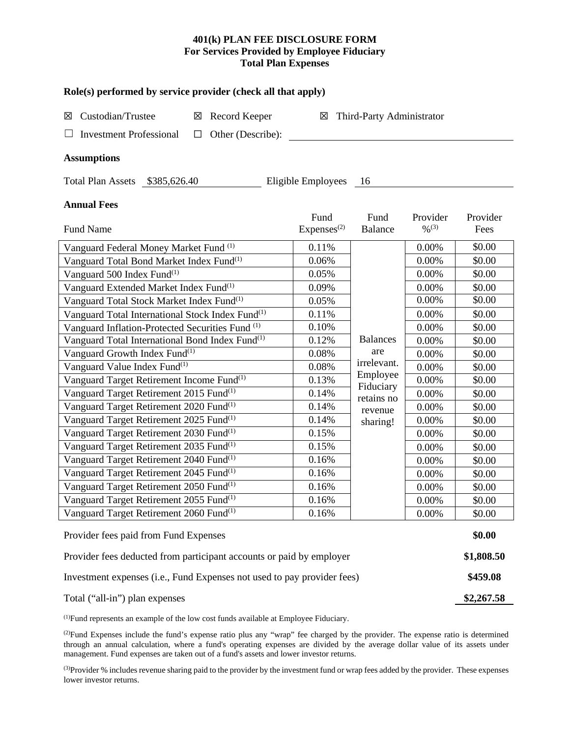**401(k) PLAN FEE DISCLOSURE FORM**
**For Services Provided by Employee Fiduciary**
**Total Plan Expenses**

### Role(s) performed by service provider (check all that apply)

☒ Custodian/Trustee ☒ Record Keeper ☒ Third-Party Administrator

☐ Investment Professional ☐ Other (Describe):

### Assumptions

Total Plan Assets $385,626.40 Eligible Employees 16

### Annual Fees

| Fund Name | Fund Expenses[2] | Fund Balance | Provider %[3] | Provider Fees |
|---|---|---|---|---|
| Vanguard Federal Money Market Fund [1] | 0.11% | Balances are irrelevant. Employee Fiduciary retains no revenue sharing! | 0.00% | $0.00 |
| Vanguard Total Bond Market Index Fund[1] | 0.06% | | 0.00% | $0.00 |
| Vanguard 500 Index Fund[1] | 0.05% | | 0.00% | $0.00 |
| Vanguard Extended Market Index Fund[1] | 0.09% | | 0.00% | $0.00 |
| Vanguard Total Stock Market Index Fund[1] | 0.05% | | 0.00% | $0.00 |
| Vanguard Total International Stock Index Fund[1] | 0.11% | | 0.00% | $0.00 |
| Vanguard Inflation-Protected Securities Fund [1] | 0.10% | | 0.00% | $0.00 |
| Vanguard Total International Bond Index Fund[1] | 0.12% | | 0.00% | $0.00 |
| Vanguard Growth Index Fund[1] | 0.08% | | 0.00% | $0.00 |
| Vanguard Value Index Fund[1] | 0.08% | | 0.00% | $0.00 |
| Vanguard Target Retirement Income Fund[1] | 0.13% | | 0.00% | $0.00 |
| Vanguard Target Retirement 2015 Fund[1] | 0.14% | | 0.00% | $0.00 |
| Vanguard Target Retirement 2020 Fund[1] | 0.14% | | 0.00% | $0.00 |
| Vanguard Target Retirement 2025 Fund[1] | 0.14% | | 0.00% | $0.00 |
| Vanguard Target Retirement 2030 Fund[1] | 0.15% | | 0.00% | $0.00 |
| Vanguard Target Retirement 2035 Fund[1] | 0.15% | | 0.00% | $0.00 |
| Vanguard Target Retirement 2040 Fund[1] | 0.16% | | 0.00% | $0.00 |
| Vanguard Target Retirement 2045 Fund[1] | 0.16% | | 0.00% | $0.00 |
| Vanguard Target Retirement 2050 Fund[1] | 0.16% | | 0.00% | $0.00 |
| Vanguard Target Retirement 2055 Fund[1] | 0.16% | | 0.00% | $0.00 |
| Vanguard Target Retirement 2060 Fund[1] | 0.16% | | 0.00% | $0.00 |

| | |
|---|---|
| Provider fees paid from Fund Expenses | **$0.00** |
| Provider fees deducted from participant accounts or paid by employer | **$1,808.50** |
| Investment expenses (i.e., Fund Expenses not used to pay provider fees) | **$459.08** |
| Total ("all-in") plan expenses | **$2,267.58** |

[1]Fund represents an example of the low cost funds available at Employee Fiduciary.

[2]Fund Expenses include the fund's expense ratio plus any "wrap" fee charged by the provider. The expense ratio is determined through an annual calculation, where a fund's operating expenses are divided by the average dollar value of its assets under management. Fund expenses are taken out of a fund's assets and lower investor returns.

[3]Provider % includes revenue sharing paid to the provider by the investment fund or wrap fees added by the provider. These expenses lower investor returns.